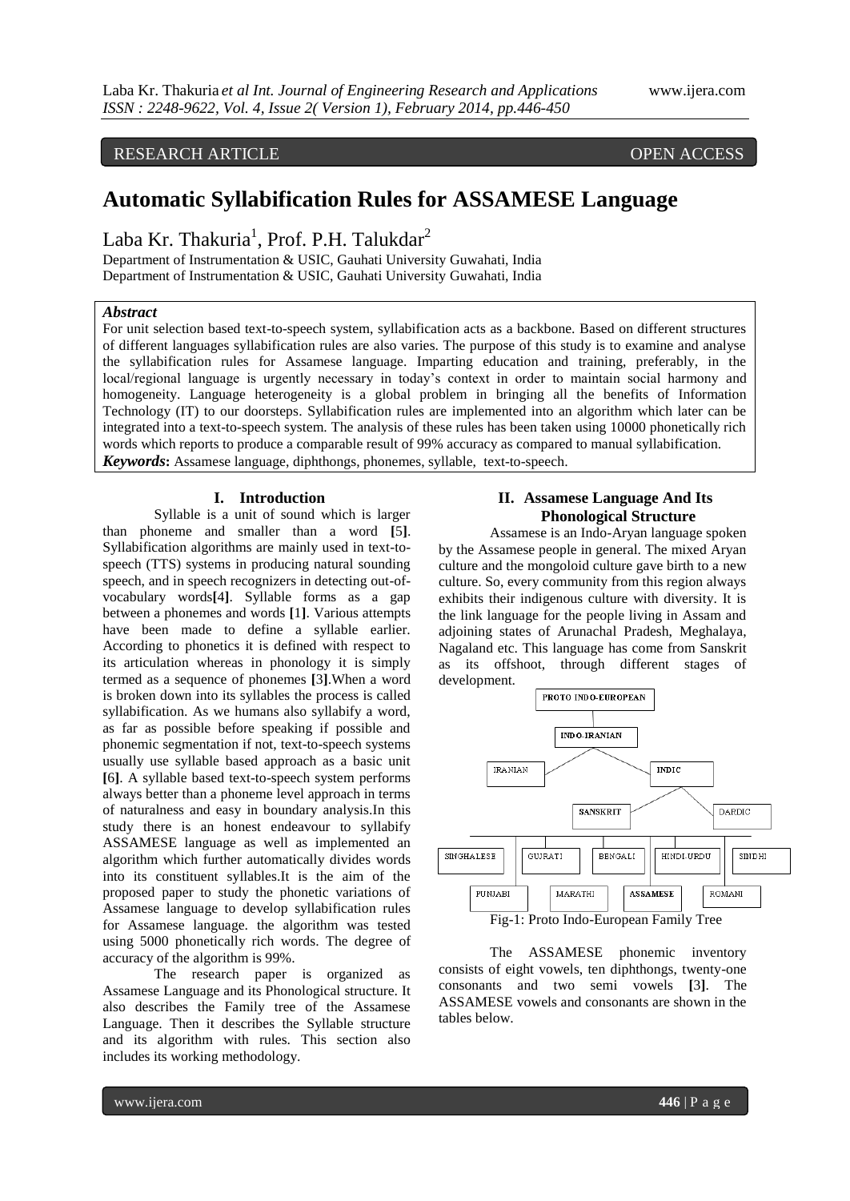RESEARCH ARTICLE OPEN ACCESS

# Automatic Syllabification Rules for ASSAMESE Language

Laba Kr. Thakuria[1], Prof. P.H. Talukdar[2]

Department of Instrumentation & USIC, Gauhati University Guwahati, India
Department of Instrumentation & USIC, Gauhati University Guwahati, India

***Abstract***

For unit selection based text-to-speech system, syllabification acts as a backbone. Based on different structures of different languages syllabification rules are also varies. The purpose of this study is to examine and analyse the syllabification rules for Assamese language. Imparting education and training, preferably, in the local/regional language is urgently necessary in today's context in order to maintain social harmony and homogeneity. Language heterogeneity is a global problem in bringing all the benefits of Information Technology (IT) to our doorsteps. Syllabification rules are implemented into an algorithm which later can be integrated into a text-to-speech system. The analysis of these rules has been taken using 10000 phonetically rich words which reports to produce a comparable result of 99% accuracy as compared to manual syllabification.

***Keywords*:** Assamese language, diphthongs, phonemes, syllable, text-to-speech.

## I. Introduction

Syllable is a unit of sound which is larger than phoneme and smaller than a word **[**5**]**. Syllabification algorithms are mainly used in text-to-speech (TTS) systems in producing natural sounding speech, and in speech recognizers in detecting out-of-vocabulary words**[**4**]**. Syllable forms as a gap between a phonemes and words **[**1**]**. Various attempts have been made to define a syllable earlier. According to phonetics it is defined with respect to its articulation whereas in phonology it is simply termed as a sequence of phonemes **[**3**]**.When a word is broken down into its syllables the process is called syllabification. As we humans also syllabify a word, as far as possible before speaking if possible and phonemic segmentation if not, text-to-speech systems usually use syllable based approach as a basic unit **[**6**]**. A syllable based text-to-speech system performs always better than a phoneme level approach in terms of naturalness and easy in boundary analysis.In this study there is an honest endeavour to syllabify ASSAMESE language as well as implemented an algorithm which further automatically divides words into its constituent syllables.It is the aim of the proposed paper to study the phonetic variations of Assamese language to develop syllabification rules for Assamese language. the algorithm was tested using 5000 phonetically rich words. The degree of accuracy of the algorithm is 99%.

The research paper is organized as Assamese Language and its Phonological structure. It also describes the Family tree of the Assamese Language. Then it describes the Syllable structure and its algorithm with rules. This section also includes its working methodology.

## II. Assamese Language And Its Phonological Structure

Assamese is an Indo-Aryan language spoken by the Assamese people in general. The mixed Aryan culture and the mongoloid culture gave birth to a new culture. So, every community from this region always exhibits their indigenous culture with diversity. It is the link language for the people living in Assam and adjoining states of Arunachal Pradesh, Meghalaya, Nagaland etc. This language has come from Sanskrit as its offshoot, through different stages of development.

PROTO INDO-EUROPEAN → INDO-IRANIAN → IRANIAN, INDIC; INDIC → SANSKRIT, DARDIC; SANSKRIT → SINGHALESE, GUJRATI, BENGALI, HINDI-URDU, SINDHI, PUNJABI, MARATHI, ASSAMESE, ROMANI

Fig-1: Proto Indo-European Family Tree

The ASSAMESE phonemic inventory consists of eight vowels, ten diphthongs, twenty-one consonants and two semi vowels **[**3**]**. The ASSAMESE vowels and consonants are shown in the tables below.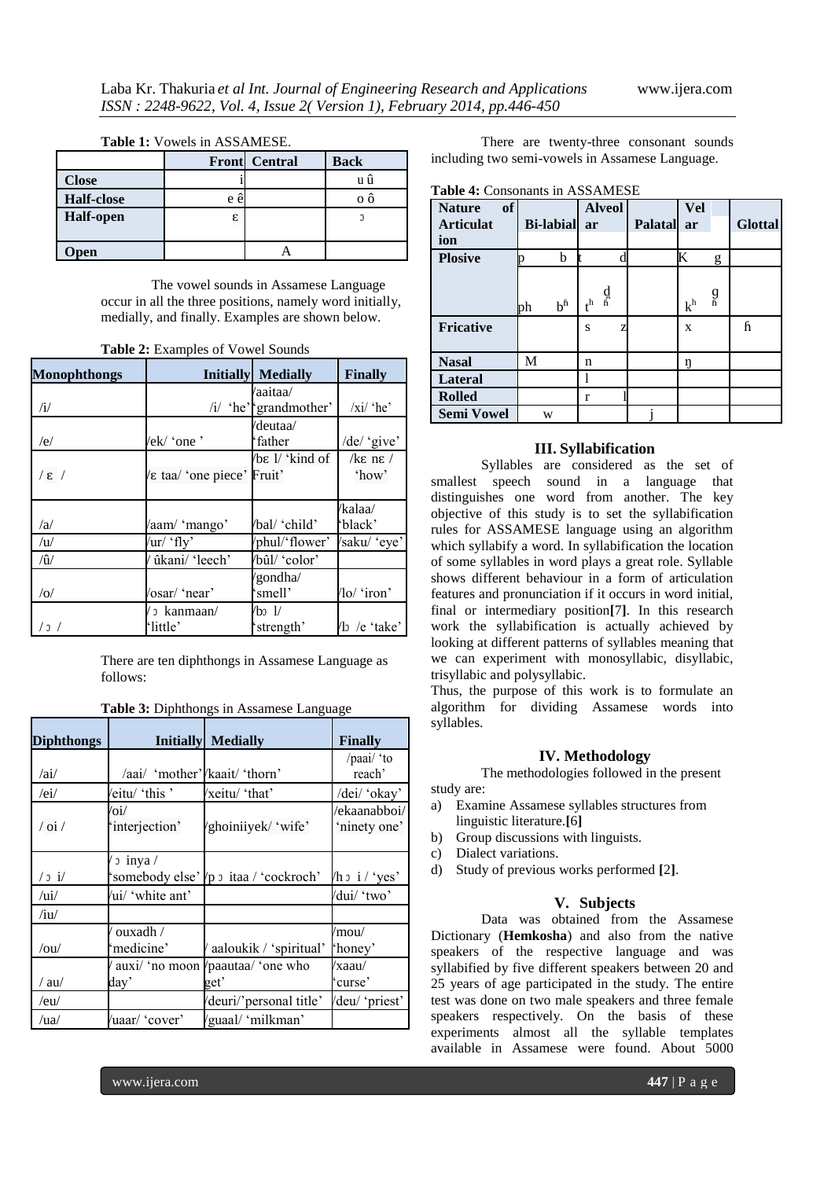**Table 1:** Vowels in ASSAMESE.

| | Front | Central | Back |
|---|---|---|---|
| **Close** | i | | u û |
| **Half-close** | e ê | | o ô |
| **Half-open** | ɛ | | ɔ |
| **Open** | | A | |

The vowel sounds in Assamese Language occur in all the three positions, namely word initially, medially, and finally. Examples are shown below.

**Table 2:** Examples of Vowel Sounds

| Monophthongs | Initially | Medially | Finally |
|---|---|---|---|
| /i/ | /i/ 'he' | /aaitaa/ 'grandmother' | /xi/ 'he' |
| /e/ | /ek/ 'one ' | /deutaa/ 'father | /de/ 'give' |
| / ɛ / | /ɛ taa/ 'one piece' | /bɛ l/ 'kind of Fruit' | /kɛ nɛ / 'how' |
| /a/ | /aam/ 'mango' | /bal/ 'child' | /kalaa/ 'black' |
| /u/ | /ur/ 'fly' | /phul/'flower' | /saku/ 'eye' |
| /û/ | / ûkani/ 'leech' | /bûl/ 'color' | |
| /o/ | /osar/ 'near' | /gondha/ 'smell' | /lo/ 'iron' |
| / ɔ / | / ɔ kanmaan/ 'little' | /bɔ l/ 'strength' | /lɔ /e 'take' |

There are ten diphthongs in Assamese Language as follows:

**Table 3:** Diphthongs in Assamese Language

| Diphthongs | Initially | Medially | Finally |
|---|---|---|---|
| /ai/ | /aai/ 'mother' | /kaait/ 'thorn' | /paai/ 'to reach' |
| /ei/ | /eitu/ 'this ' | /xeitu/ 'that' | /dei/ 'okay' |
| / oi / | /oi/ 'interjection' | /ghoiniiyek/ 'wife' | /ekaanabboi/ 'ninety one' |
| / ɔ i/ | / ɔ inya / 'somebody else' | /p ɔ itaa / 'cockroch' | /h ɔ i / 'yes' |
| /ui/ | /ui/ 'white ant' | | /dui/ 'two' |
| /iu/ | | | |
| /ou/ | / ouxadh / 'medicine' | / aaloukik / 'spiritual' | /mou/ 'honey' |
| / au/ | / auxi/ 'no moon day' | /paautaa/ 'one who get' | /xaau/ 'curse' |
| /eu/ | | /deuri/'personal title' | /deu/ 'priest' |
| /ua/ | /uaar/ 'cover' | /guaal/ 'milkman' | |

There are twenty-three consonant sounds including two semi-vowels in Assamese Language.

**Table 4:** Consonants in ASSAMESE

| Nature of Articulation | Bi-labial | | Alveolar | | Palatal | Velar | | Glottal |
|---|---|---|---|---|---|---|---|---|
| **Plosive** | p | b | t | d | | K | g | |
| | ph | bʱ | tʰ | dʱ | | kʰ | gʱ | |
| **Fricative** | | | s | z | | x | | ɦ |
| **Nasal** | M | | n | | | ŋ | | |
| **Lateral** | | | l | | | | | |
| **Rolled** | | | r | | | | | |
| **Semi Vowel** | w | | | | j | | | |

## III. Syllabification

Syllables are considered as the set of smallest speech sound in a language that distinguishes one word from another. The key objective of this study is to set the syllabification rules for ASSAMESE language using an algorithm which syllabify a word. In syllabification the location of some syllables in word plays a great role. Syllable shows different behaviour in a form of articulation features and pronunciation if it occurs in word initial, final or intermediary position**[7]**. In this research work the syllabification is actually achieved by looking at different patterns of syllables meaning that we can experiment with monosyllabic, disyllabic, trisyllabic and polysyllabic.

Thus, the purpose of this work is to formulate an algorithm for dividing Assamese words into syllables.

## IV. Methodology

The methodologies followed in the present study are:

a) Examine Assamese syllables structures from linguistic literature.**[6]**
b) Group discussions with linguists.
c) Dialect variations.
d) Study of previous works performed **[2]**.

## V. Subjects

Data was obtained from the Assamese Dictionary (**Hemkosha**) and also from the native speakers of the respective language and was syllabified by five different speakers between 20 and 25 years of age participated in the study. The entire test was done on two male speakers and three female speakers respectively. On the basis of these experiments almost all the syllable templates available in Assamese were found. About 5000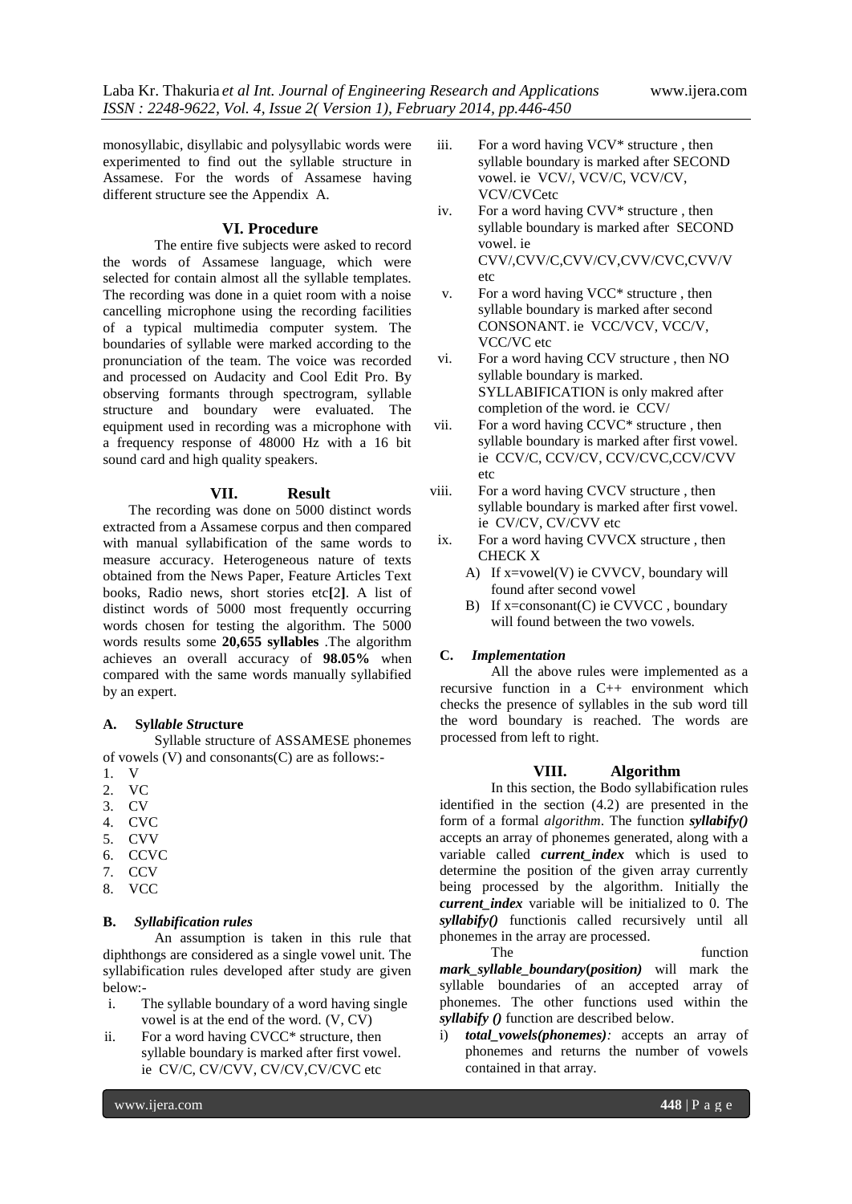monosyllabic, disyllabic and polysyllabic words were experimented to find out the syllable structure in Assamese. For the words of Assamese having different structure see the Appendix A.

## VI. Procedure

The entire five subjects were asked to record the words of Assamese language, which were selected for contain almost all the syllable templates. The recording was done in a quiet room with a noise cancelling microphone using the recording facilities of a typical multimedia computer system. The boundaries of syllable were marked according to the pronunciation of the team. The voice was recorded and processed on Audacity and Cool Edit Pro. By observing formants through spectrogram, syllable structure and boundary were evaluated. The equipment used in recording was a microphone with a frequency response of 48000 Hz with a 16 bit sound card and high quality speakers.

## VII. Result

The recording was done on 5000 distinct words extracted from a Assamese corpus and then compared with manual syllabification of the same words to measure accuracy. Heterogeneous nature of texts obtained from the News Paper, Feature Articles Text books, Radio news, short stories etc**[2]**. A list of distinct words of 5000 most frequently occurring words chosen for testing the algorithm. The 5000 words results some **20,655 syllables** .The algorithm achieves an overall accuracy of **98.05%** when compared with the same words manually syllabified by an expert.

### A. Syl*lable Stru*cture

Syllable structure of ASSAMESE phonemes of vowels (V) and consonants(C) are as follows:-

1. V
2. VC
3. CV
4. CVC
5. CVV
6. CCVC
7. CCV
8. VCC

### B. *Syllabification rules*

An assumption is taken in this rule that diphthongs are considered as a single vowel unit. The syllabification rules developed after study are given below:-

i. The syllable boundary of a word having single vowel is at the end of the word. (V, CV)
ii. For a word having CVCC* structure, then syllable boundary is marked after first vowel. ie CV/C, CV/CVV, CV/CV,CV/CVC etc
iii. For a word having VCV* structure , then syllable boundary is marked after SECOND vowel. ie VCV/, VCV/C, VCV/CV, VCV/CVCetc
iv. For a word having CVV* structure , then syllable boundary is marked after SECOND vowel. ie CVV/,CVV/C,CVV/CV,CVV/CVC,CVV/V etc
v. For a word having VCC* structure , then syllable boundary is marked after second CONSONANT. ie VCC/VCV, VCC/V, VCC/VC etc
vi. For a word having CCV structure , then NO syllable boundary is marked. SYLLABIFICATION is only makred after completion of the word. ie CCV/
vii. For a word having CCVC* structure , then syllable boundary is marked after first vowel. ie CCV/C, CCV/CV, CCV/CVC,CCV/CVV etc
viii. For a word having CVCV structure , then syllable boundary is marked after first vowel. ie CV/CV, CV/CVV etc
ix. For a word having CVVCX structure , then CHECK X
   A) If x=vowel(V) ie CVVCV, boundary will found after second vowel
   B) If x=consonant(C) ie CVVCC , boundary will found between the two vowels.

### C. *Implementation*

All the above rules were implemented as a recursive function in a C++ environment which checks the presence of syllables in the sub word till the word boundary is reached. The words are processed from left to right.

## VIII. Algorithm

In this section, the Bodo syllabification rules identified in the section (4.2) are presented in the form of a formal *algorithm*. The function ***syllabify()*** accepts an array of phonemes generated, along with a variable called ***current_index*** which is used to determine the position of the given array currently being processed by the algorithm. Initially the ***current_index*** variable will be initialized to 0. The ***syllabify()*** functionis called recursively until all phonemes in the array are processed.

The function ***mark_syllable_boundary(position)*** will mark the syllable boundaries of an accepted array of phonemes. The other functions used within the ***syllabify ()*** function are described below.

i) ***total_vowels(phonemes)****:* accepts an array of phonemes and returns the number of vowels contained in that array.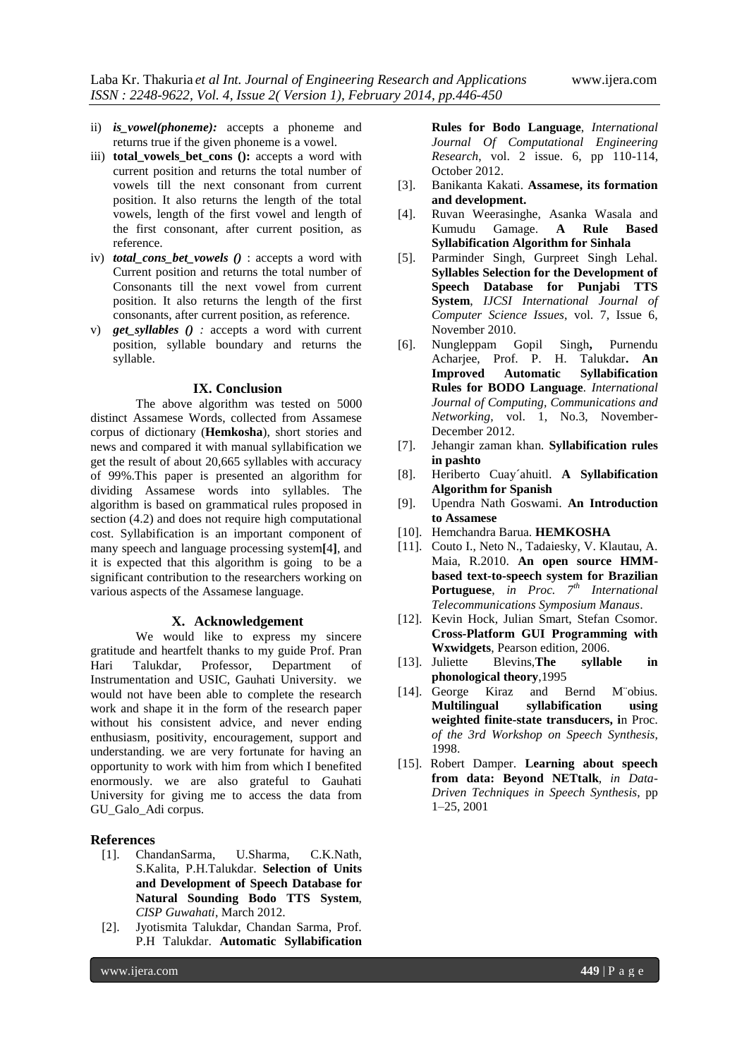ii) ***is_vowel(phoneme):*** accepts a phoneme and returns true if the given phoneme is a vowel.

iii) **total_vowels_bet_cons ():** accepts a word with current position and returns the total number of vowels till the next consonant from current position. It also returns the length of the total vowels, length of the first vowel and length of the first consonant, after current position, as reference.

iv) ***total_cons_bet_vowels ()*** : accepts a word with Current position and returns the total number of Consonants till the next vowel from current position. It also returns the length of the first consonants, after current position, as reference.

v) ***get_syllables ()*** *:* accepts a word with current position, syllable boundary and returns the syllable.

## IX. Conclusion

The above algorithm was tested on 5000 distinct Assamese Words, collected from Assamese corpus of dictionary (**Hemkosha**), short stories and news and compared it with manual syllabification we get the result of about 20,665 syllables with accuracy of 99%.This paper is presented an algorithm for dividing Assamese words into syllables. The algorithm is based on grammatical rules proposed in section (4.2) and does not require high computational cost. Syllabification is an important component of many speech and language processing system**[4]**, and it is expected that this algorithm is going to be a significant contribution to the researchers working on various aspects of the Assamese language.

## X. Acknowledgement

We would like to express my sincere gratitude and heartfelt thanks to my guide Prof. Pran Hari Talukdar, Professor, Department of Instrumentation and USIC, Gauhati University. we would not have been able to complete the research work and shape it in the form of the research paper without his consistent advice, and never ending enthusiasm, positivity, encouragement, support and understanding. we are very fortunate for having an opportunity to work with him from which I benefited enormously. we are also grateful to Gauhati University for giving me to access the data from GU_Galo_Adi corpus.

## References

[1]. ChandanSarma, U.Sharma, C.K.Nath, S.Kalita, P.H.Talukdar. **Selection of Units and Development of Speech Database for Natural Sounding Bodo TTS System**, *CISP Guwahati*, March 2012.

[2]. Jyotismita Talukdar, Chandan Sarma, Prof. P.H Talukdar. **Automatic Syllabification Rules for Bodo Language**, *International Journal Of Computational Engineering Research*, vol. 2 issue. 6, pp 110-114, October 2012.

[3]. Banikanta Kakati. **Assamese, its formation and development.**

[4]. Ruvan Weerasinghe, Asanka Wasala and Kumudu Gamage. **A Rule Based Syllabification Algorithm for Sinhala**

[5]. Parminder Singh, Gurpreet Singh Lehal. **Syllables Selection for the Development of Speech Database for Punjabi TTS System**, *IJCSI International Journal of Computer Science Issues*, vol. 7, Issue 6, November 2010.

[6]. Nungleppam Gopil Singh**,** Purnendu Acharjee, Prof. P. H. Talukdar**. An Improved Automatic Syllabification Rules for BODO Language**. *International Journal of Computing, Communications and Networking*, vol. 1, No.3, November-December 2012.

[7]. Jehangir zaman khan. **Syllabification rules in pashto**

[8]. Heriberto Cuay´ahuitl. **A Syllabification Algorithm for Spanish**

[9]. Upendra Nath Goswami. **An Introduction to Assamese**

[10]. Hemchandra Barua. **HEMKOSHA**

[11]. Couto I., Neto N., Tadaiesky, V. Klautau, A. Maia, R.2010. **An open source HMM-based text-to-speech system for Brazilian Portuguese**, *in Proc. 7th International Telecommunications Symposium Manaus*.

[12]. Kevin Hock, Julian Smart, Stefan Csomor. **Cross-Platform GUI Programming with Wxwidgets**, Pearson edition, 2006.

[13]. Juliette Blevins,**The syllable in phonological theory**,1995

[14]. George Kiraz and Bernd M¨obius. **Multilingual syllabification using weighted finite-state transducers, i**n Proc. *of the 3rd Workshop on Speech Synthesis*, 1998.

[15]. Robert Damper. **Learning about speech from data: Beyond NETtalk**, *in Data-Driven Techniques in Speech Synthesis*, pp 1–25, 2001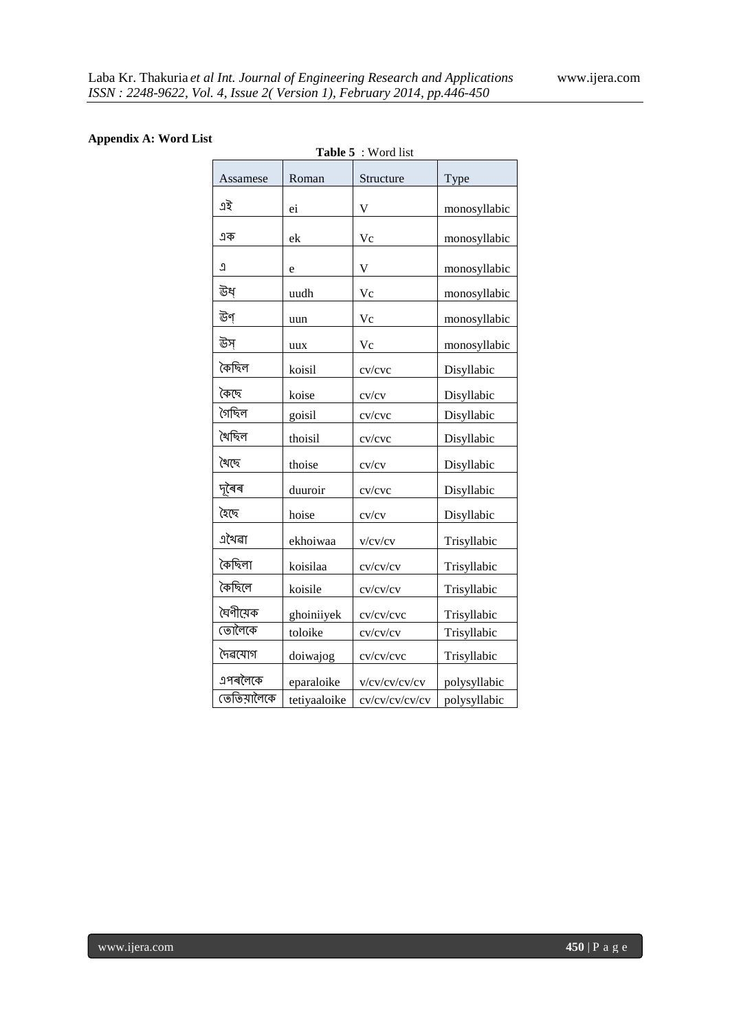**Appendix A: Word List**

**Table 5** : Word list

| Assamese | Roman | Structure | Type |
|---|---|---|---|
| এই | ei | V | monosyllabic |
| এক | ek | Vc | monosyllabic |
| এ | e | V | monosyllabic |
| ঊধ্ | uudh | Vc | monosyllabic |
| ঊণ্ | uun | Vc | monosyllabic |
| ঊস্ | uux | Vc | monosyllabic |
| কৈছিল | koisil | cv/cvc | Disyllabic |
| কৈছে | koise | cv/cv | Disyllabic |
| গৈছিল | goisil | cv/cvc | Disyllabic |
| থৈছিল | thoisil | cv/cvc | Disyllabic |
| থৈছে | thoise | cv/cv | Disyllabic |
| দূৰৈৰ | duuroir | cv/cvc | Disyllabic |
| হৈছে | hoise | cv/cv | Disyllabic |
| এখৈৱা | ekhoiwaa | v/cv/cv | Trisyllabic |
| কৈছিলা | koisilaa | cv/cv/cv | Trisyllabic |
| কৈছিলে | koisile | cv/cv/cv | Trisyllabic |
| ঘৈণীয়েক | ghoiniiyek | cv/cv/cvc | Trisyllabic |
| তোলৈকে | toloike | cv/cv/cv | Trisyllabic |
| দৈৱযোগ | doiwajog | cv/cv/cvc | Trisyllabic |
| এপৰলৈকে | eparaloike | v/cv/cv/cv/cv | polysyllabic |
| তেতিয়ালৈকে | tetiyaaloike | cv/cv/cv/cv/cv | polysyllabic |